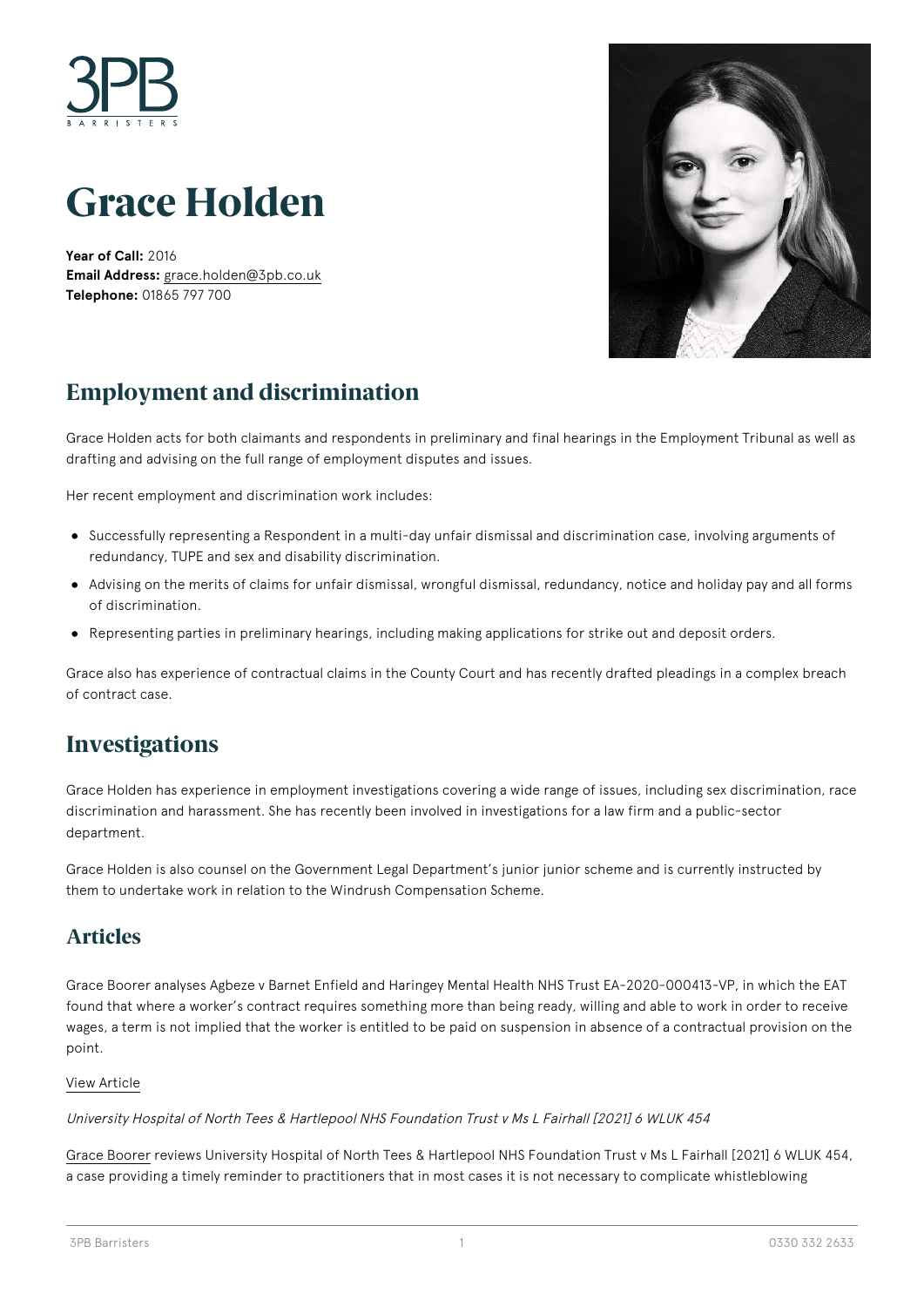# Grace Holden

**Year of Call:** 2016
**Email Address:** grace.holden@3pb.co.uk
**Telephone:** 01865 797 700

## Employment and discrimination

Grace Holden acts for both claimants and respondents in preliminary and final hearings in the Employment Tribunal as well as drafting and advising on the full range of employment disputes and issues.

Her recent employment and discrimination work includes:

- Successfully representing a Respondent in a multi-day unfair dismissal and discrimination case, involving arguments of redundancy, TUPE and sex and disability discrimination.
- Advising on the merits of claims for unfair dismissal, wrongful dismissal, redundancy, notice and holiday pay and all forms of discrimination.
- Representing parties in preliminary hearings, including making applications for strike out and deposit orders.

Grace also has experience of contractual claims in the County Court and has recently drafted pleadings in a complex breach of contract case.

## Investigations

Grace Holden has experience in employment investigations covering a wide range of issues, including sex discrimination, race discrimination and harassment. She has recently been involved in investigations for a law firm and a public-sector department.

Grace Holden is also counsel on the Government Legal Department's junior junior scheme and is currently instructed by them to undertake work in relation to the Windrush Compensation Scheme.

## Articles

Grace Boorer analyses Agbeze v Barnet Enfield and Haringey Mental Health NHS Trust EA-2020-000413-VP, in which the EAT found that where a worker's contract requires something more than being ready, willing and able to work in order to receive wages, a term is not implied that the worker is entitled to be paid on suspension in absence of a contractual provision on the point.

View Article

*University Hospital of North Tees & Hartlepool NHS Foundation Trust v Ms L Fairhall [2021] 6 WLUK 454*

Grace Boorer reviews University Hospital of North Tees & Hartlepool NHS Foundation Trust v Ms L Fairhall [2021] 6 WLUK 454, a case providing a timely reminder to practitioners that in most cases it is not necessary to complicate whistleblowing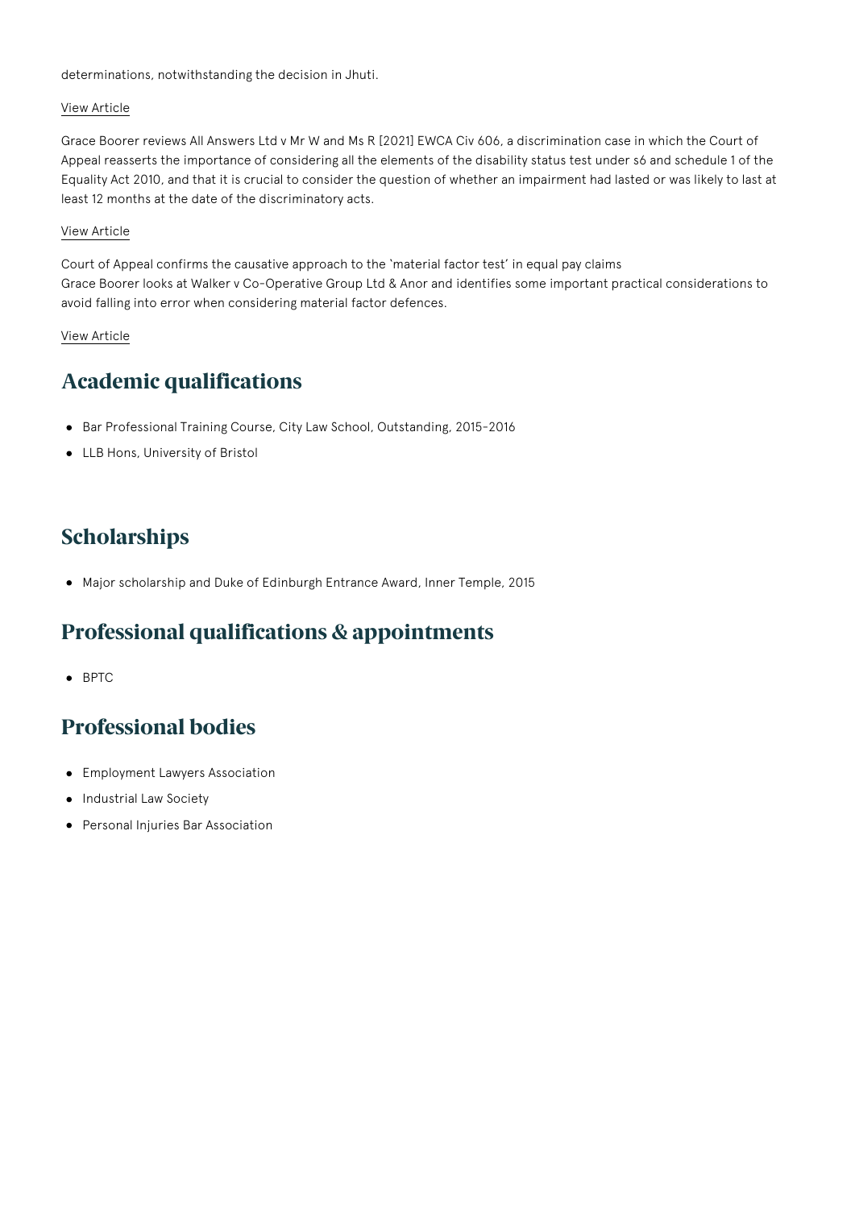determinations, notwithstanding the decision in Jhuti.

View Article

Grace Boorer reviews All Answers Ltd v Mr W and Ms R [2021] EWCA Civ 606, a discrimination case in which the Court of Appeal reasserts the importance of considering all the elements of the disability status test under s6 and schedule 1 of the Equality Act 2010, and that it is crucial to consider the question of whether an impairment had lasted or was likely to last at least 12 months at the date of the discriminatory acts.

View Article

Court of Appeal confirms the causative approach to the 'material factor test' in equal pay claims
Grace Boorer looks at Walker v Co-Operative Group Ltd & Anor and identifies some important practical considerations to avoid falling into error when considering material factor defences.

View Article

## Academic qualifications

- Bar Professional Training Course, City Law School, Outstanding, 2015-2016
- LLB Hons, University of Bristol

## Scholarships

- Major scholarship and Duke of Edinburgh Entrance Award, Inner Temple, 2015

## Professional qualifications & appointments

- BPTC

## Professional bodies

- Employment Lawyers Association
- Industrial Law Society
- Personal Injuries Bar Association